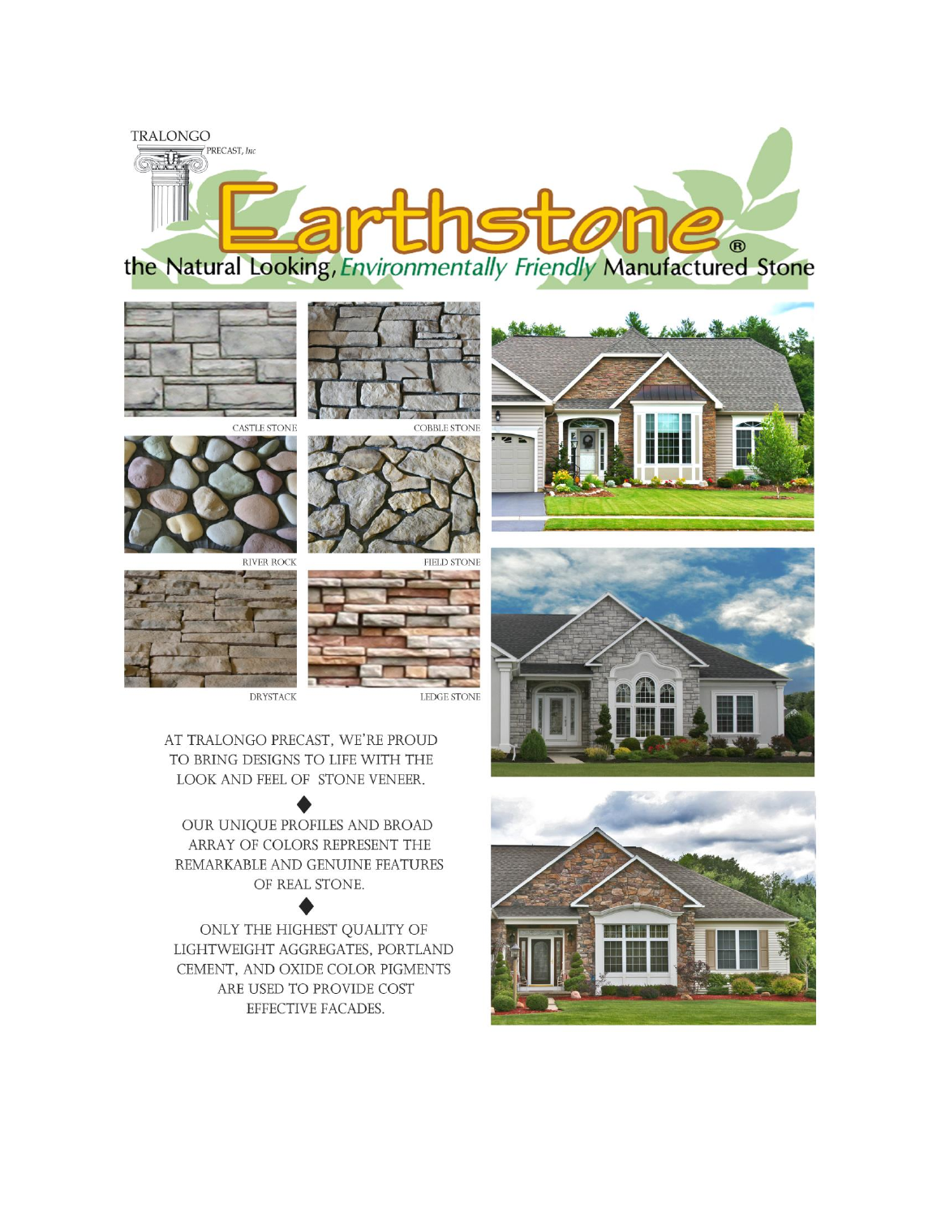TRALONGO PRECAST, Inc

# Earthstone®

## the Natural Looking, *Environmentally Friendly* Manufactured Stone

CASTLE STONE

COBBLE STONE

RIVER ROCK

FIELD STONE

DRYSTACK

LEDGE STONE

AT TRALONGO PRECAST, WE'RE PROUD TO BRING DESIGNS TO LIFE WITH THE LOOK AND FEEL OF STONE VENEER.

◆

OUR UNIQUE PROFILES AND BROAD ARRAY OF COLORS REPRESENT THE REMARKABLE AND GENUINE FEATURES OF REAL STONE.

◆

ONLY THE HIGHEST QUALITY OF LIGHTWEIGHT AGGREGATES, PORTLAND CEMENT, AND OXIDE COLOR PIGMENTS ARE USED TO PROVIDE COST EFFECTIVE FACADES.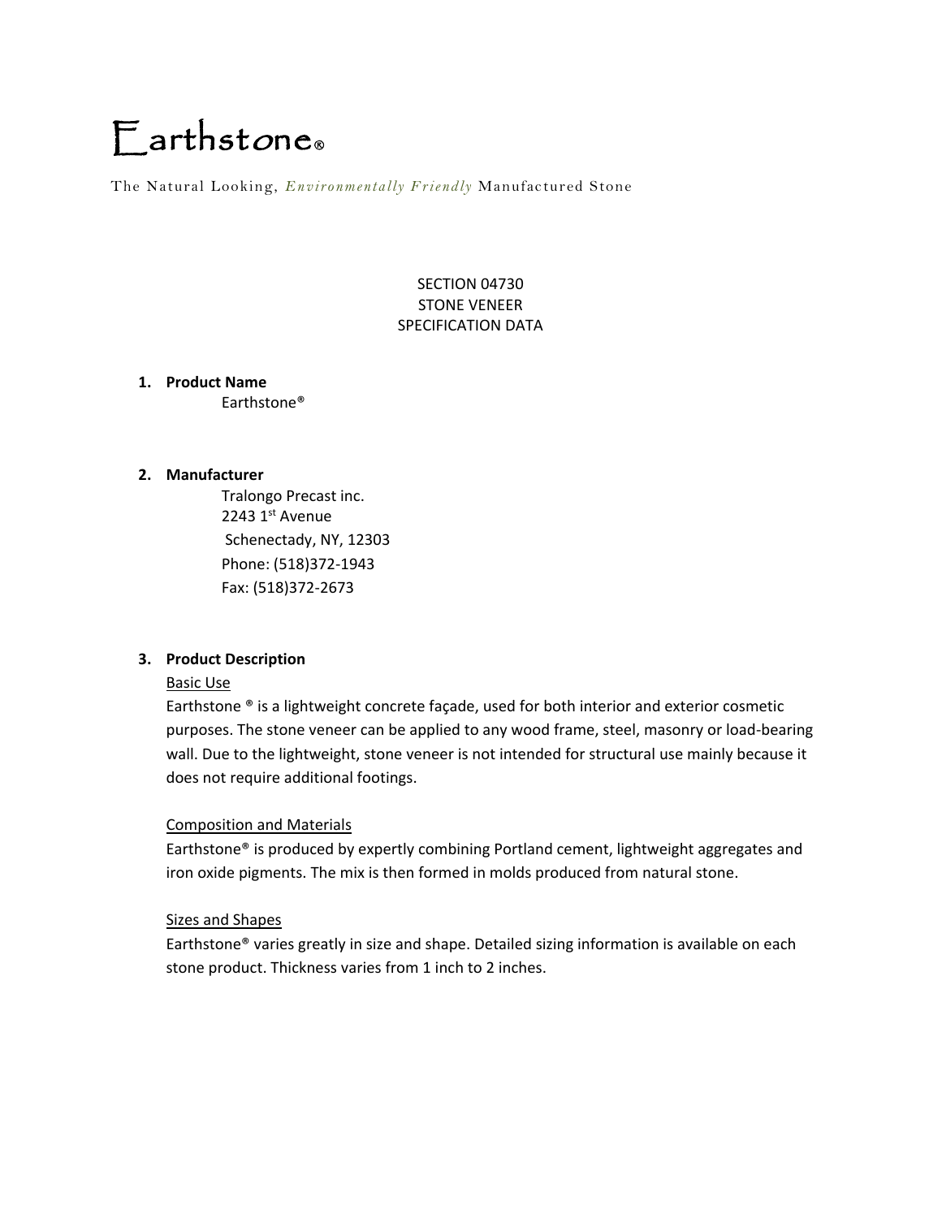# Earthstone®

The Natural Looking, *Environmentally Friendly* Manufactured Stone

SECTION 04730
STONE VENEER
SPECIFICATION DATA

1. **Product Name**
   Earthstone®

2. **Manufacturer**
   Tralongo Precast inc.
   2243 1st Avenue
   Schenectady, NY, 12303
   Phone: (518)372-1943
   Fax: (518)372-2673

3. **Product Description**

   Basic Use

   Earthstone ® is a lightweight concrete façade, used for both interior and exterior cosmetic purposes. The stone veneer can be applied to any wood frame, steel, masonry or load-bearing wall. Due to the lightweight, stone veneer is not intended for structural use mainly because it does not require additional footings.

   Composition and Materials

   Earthstone® is produced by expertly combining Portland cement, lightweight aggregates and iron oxide pigments. The mix is then formed in molds produced from natural stone.

   Sizes and Shapes

   Earthstone® varies greatly in size and shape. Detailed sizing information is available on each stone product. Thickness varies from 1 inch to 2 inches.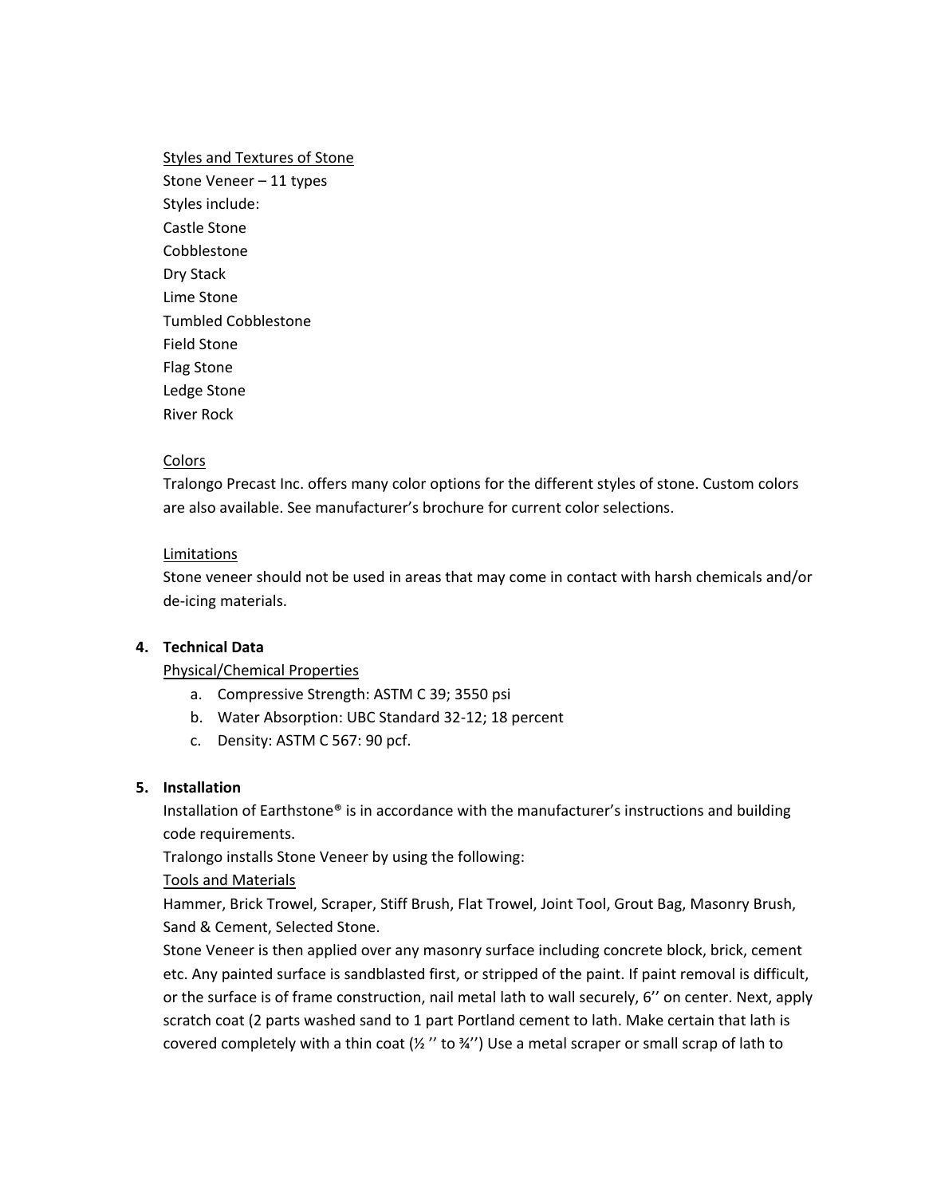Styles and Textures of Stone

Stone Veneer – 11 types

Styles include:

Castle Stone

Cobblestone

Dry Stack

Lime Stone

Tumbled Cobblestone

Field Stone

Flag Stone

Ledge Stone

River Rock

Colors

Tralongo Precast Inc. offers many color options for the different styles of stone. Custom colors are also available. See manufacturer's brochure for current color selections.

Limitations

Stone veneer should not be used in areas that may come in contact with harsh chemicals and/or de-icing materials.

**4. Technical Data**

Physical/Chemical Properties

a. Compressive Strength: ASTM C 39; 3550 psi
b. Water Absorption: UBC Standard 32-12; 18 percent
c. Density: ASTM C 567: 90 pcf.

**5. Installation**

Installation of Earthstone® is in accordance with the manufacturer's instructions and building code requirements.

Tralongo installs Stone Veneer by using the following:

Tools and Materials

Hammer, Brick Trowel, Scraper, Stiff Brush, Flat Trowel, Joint Tool, Grout Bag, Masonry Brush, Sand & Cement, Selected Stone.

Stone Veneer is then applied over any masonry surface including concrete block, brick, cement etc. Any painted surface is sandblasted first, or stripped of the paint. If paint removal is difficult, or the surface is of frame construction, nail metal lath to wall securely, 6'' on center. Next, apply scratch coat (2 parts washed sand to 1 part Portland cement to lath. Make certain that lath is covered completely with a thin coat (½ '' to ¾'') Use a metal scraper or small scrap of lath to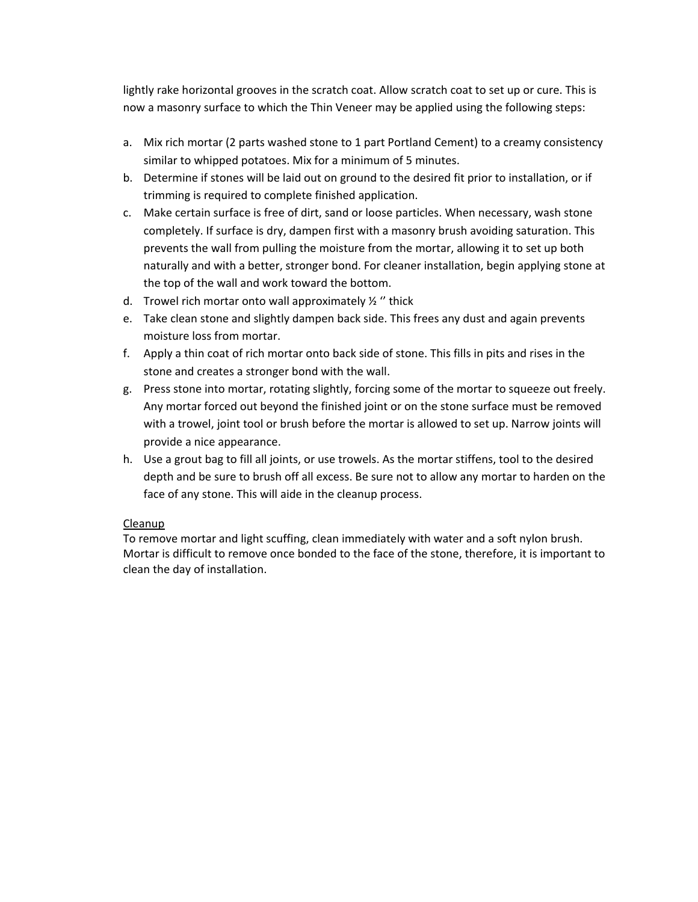lightly rake horizontal grooves in the scratch coat. Allow scratch coat to set up or cure. This is now a masonry surface to which the Thin Veneer may be applied using the following steps:

a. Mix rich mortar (2 parts washed stone to 1 part Portland Cement) to a creamy consistency similar to whipped potatoes. Mix for a minimum of 5 minutes.
b. Determine if stones will be laid out on ground to the desired fit prior to installation, or if trimming is required to complete finished application.
c. Make certain surface is free of dirt, sand or loose particles. When necessary, wash stone completely. If surface is dry, dampen first with a masonry brush avoiding saturation. This prevents the wall from pulling the moisture from the mortar, allowing it to set up both naturally and with a better, stronger bond. For cleaner installation, begin applying stone at the top of the wall and work toward the bottom.
d. Trowel rich mortar onto wall approximately ½ '' thick
e. Take clean stone and slightly dampen back side. This frees any dust and again prevents moisture loss from mortar.
f. Apply a thin coat of rich mortar onto back side of stone. This fills in pits and rises in the stone and creates a stronger bond with the wall.
g. Press stone into mortar, rotating slightly, forcing some of the mortar to squeeze out freely. Any mortar forced out beyond the finished joint or on the stone surface must be removed with a trowel, joint tool or brush before the mortar is allowed to set up. Narrow joints will provide a nice appearance.
h. Use a grout bag to fill all joints, or use trowels. As the mortar stiffens, tool to the desired depth and be sure to brush off all excess. Be sure not to allow any mortar to harden on the face of any stone. This will aide in the cleanup process.

<u>Cleanup</u>

To remove mortar and light scuffing, clean immediately with water and a soft nylon brush. Mortar is difficult to remove once bonded to the face of the stone, therefore, it is important to clean the day of installation.